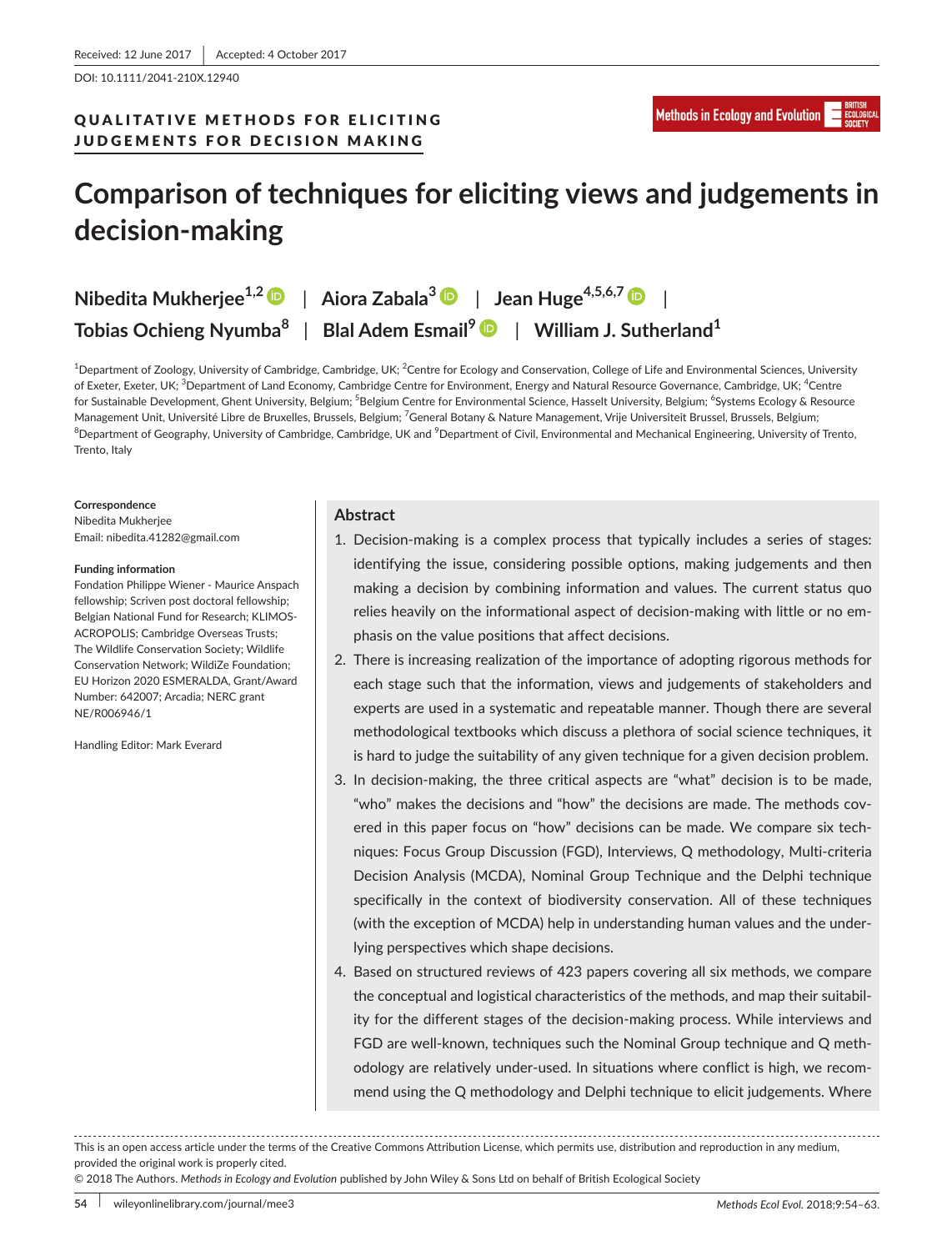Received: 12 June 2017 | Accepted: 4 October 2017

DOI: 10.1111/2041-210X.12940

QUALITATIVE METHODS FOR ELICITING JUDGEMENTS FOR DECISION MAKING

# Comparison of techniques for eliciting views and judgements in decision-making

**Nibedita Mukherjee**[1,2] | **Aiora Zabala**[3] | **Jean Huge**[4,5,6,7] | **Tobias Ochieng Nyumba**[8] | **Blal Adem Esmail**[9] | **William J. Sutherland**[1]

[1]Department of Zoology, University of Cambridge, Cambridge, UK; [2]Centre for Ecology and Conservation, College of Life and Environmental Sciences, University of Exeter, Exeter, UK; [3]Department of Land Economy, Cambridge Centre for Environment, Energy and Natural Resource Governance, Cambridge, UK; [4]Centre for Sustainable Development, Ghent University, Belgium; [5]Belgium Centre for Environmental Science, Hasselt University, Belgium; [6]Systems Ecology & Resource Management Unit, Université Libre de Bruxelles, Brussels, Belgium; [7]General Botany & Nature Management, Vrije Universiteit Brussel, Brussels, Belgium; [8]Department of Geography, University of Cambridge, Cambridge, UK and [9]Department of Civil, Environmental and Mechanical Engineering, University of Trento, Trento, Italy

**Correspondence**
Nibedita Mukherjee
Email: nibedita.41282@gmail.com

**Funding information**
Fondation Philippe Wiener - Maurice Anspach fellowship; Scriven post doctoral fellowship; Belgian National Fund for Research; KLIMOS-ACROPOLIS; Cambridge Overseas Trusts; The Wildlife Conservation Society; Wildlife Conservation Network; WildiZe Foundation; EU Horizon 2020 ESMERALDA, Grant/Award Number: 642007; Arcadia; NERC grant NE/R006946/1

Handling Editor: Mark Everard

## Abstract

1. Decision-making is a complex process that typically includes a series of stages: identifying the issue, considering possible options, making judgements and then making a decision by combining information and values. The current status quo relies heavily on the informational aspect of decision-making with little or no emphasis on the value positions that affect decisions.
2. There is increasing realization of the importance of adopting rigorous methods for each stage such that the information, views and judgements of stakeholders and experts are used in a systematic and repeatable manner. Though there are several methodological textbooks which discuss a plethora of social science techniques, it is hard to judge the suitability of any given technique for a given decision problem.
3. In decision-making, the three critical aspects are "what" decision is to be made, "who" makes the decisions and "how" the decisions are made. The methods covered in this paper focus on "how" decisions can be made. We compare six techniques: Focus Group Discussion (FGD), Interviews, Q methodology, Multi-criteria Decision Analysis (MCDA), Nominal Group Technique and the Delphi technique specifically in the context of biodiversity conservation. All of these techniques (with the exception of MCDA) help in understanding human values and the underlying perspectives which shape decisions.
4. Based on structured reviews of 423 papers covering all six methods, we compare the conceptual and logistical characteristics of the methods, and map their suitability for the different stages of the decision-making process. While interviews and FGD are well-known, techniques such the Nominal Group technique and Q methodology are relatively under-used. In situations where conflict is high, we recommend using the Q methodology and Delphi technique to elicit judgements. Where

This is an open access article under the terms of the Creative Commons Attribution License, which permits use, distribution and reproduction in any medium, provided the original work is properly cited.
© 2018 The Authors. *Methods in Ecology and Evolution* published by John Wiley & Sons Ltd on behalf of British Ecological Society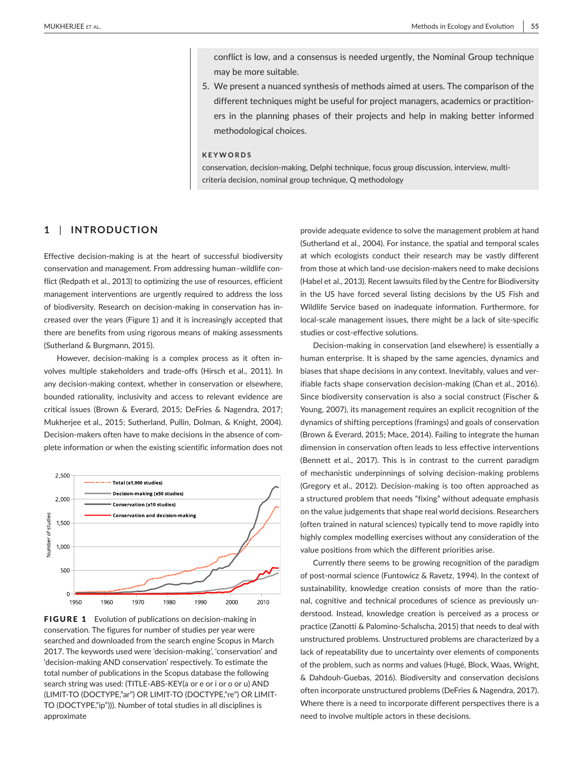conflict is low, and a consensus is needed urgently, the Nominal Group technique may be more suitable.

5. We present a nuanced synthesis of methods aimed at users. The comparison of the different techniques might be useful for project managers, academics or practitioners in the planning phases of their projects and help in making better informed methodological choices.

**KEYWORDS**

conservation, decision-making, Delphi technique, focus group discussion, interview, multi-criteria decision, nominal group technique, Q methodology

## 1 | INTRODUCTION

Effective decision-making is at the heart of successful biodiversity conservation and management. From addressing human–wildlife conflict (Redpath et al., 2013) to optimizing the use of resources, efficient management interventions are urgently required to address the loss of biodiversity. Research on decision-making in conservation has increased over the years (Figure 1) and it is increasingly accepted that there are benefits from using rigorous means of making assessments (Sutherland & Burgmann, 2015).

However, decision-making is a complex process as it often involves multiple stakeholders and trade-offs (Hirsch et al., 2011). In any decision-making context, whether in conservation or elsewhere, bounded rationality, inclusivity and access to relevant evidence are critical issues (Brown & Everard, 2015; DeFries & Nagendra, 2017; Mukherjee et al., 2015; Sutherland, Pullin, Dolman, & Knight, 2004). Decision-makers often have to make decisions in the absence of complete information or when the existing scientific information does not provide adequate evidence to solve the management problem at hand (Sutherland et al., 2004). For instance, the spatial and temporal scales at which ecologists conduct their research may be vastly different from those at which land-use decision-makers need to make decisions (Habel et al., 2013). Recent lawsuits filed by the Centre for Biodiversity in the US have forced several listing decisions by the US Fish and Wildlife Service based on inadequate information. Furthermore, for local-scale management issues, there might be a lack of site-specific studies or cost-effective solutions.

**FIGURE 1** Evolution of publications on decision-making in conservation. The figures for number of studies per year were searched and downloaded from the search engine Scopus in March 2017. The keywords used were 'decision-making', 'conservation' and 'decision-making AND conservation' respectively. To estimate the total number of publications in the Scopus database the following search string was used: (TITLE-ABS-KEY(a or e or i or o or u) AND (LIMIT-TO (DOCTYPE,"ar") OR LIMIT-TO (DOCTYPE,"re") OR LIMIT-TO (DOCTYPE,"ip"))). Number of total studies in all disciplines is approximate

Decision-making in conservation (and elsewhere) is essentially a human enterprise. It is shaped by the same agencies, dynamics and biases that shape decisions in any context. Inevitably, values and verifiable facts shape conservation decision-making (Chan et al., 2016). Since biodiversity conservation is also a social construct (Fischer & Young, 2007), its management requires an explicit recognition of the dynamics of shifting perceptions (framings) and goals of conservation (Brown & Everard, 2015; Mace, 2014). Failing to integrate the human dimension in conservation often leads to less effective interventions (Bennett et al., 2017). This is in contrast to the current paradigm of mechanistic underpinnings of solving decision-making problems (Gregory et al., 2012). Decision-making is too often approached as a structured problem that needs "fixing" without adequate emphasis on the value judgements that shape real world decisions. Researchers (often trained in natural sciences) typically tend to move rapidly into highly complex modelling exercises without any consideration of the value positions from which the different priorities arise.

Currently there seems to be growing recognition of the paradigm of post-normal science (Funtowicz & Ravetz, 1994). In the context of sustainability, knowledge creation consists of more than the rational, cognitive and technical procedures of science as previously understood. Instead, knowledge creation is perceived as a process or practice (Zanotti & Palomino-Schalscha, 2015) that needs to deal with unstructured problems. Unstructured problems are characterized by a lack of repeatability due to uncertainty over elements of components of the problem, such as norms and values (Hugé, Block, Waas, Wright, & Dahdouh-Guebas, 2016). Biodiversity and conservation decisions often incorporate unstructured problems (DeFries & Nagendra, 2017). Where there is a need to incorporate different perspectives there is a need to involve multiple actors in these decisions.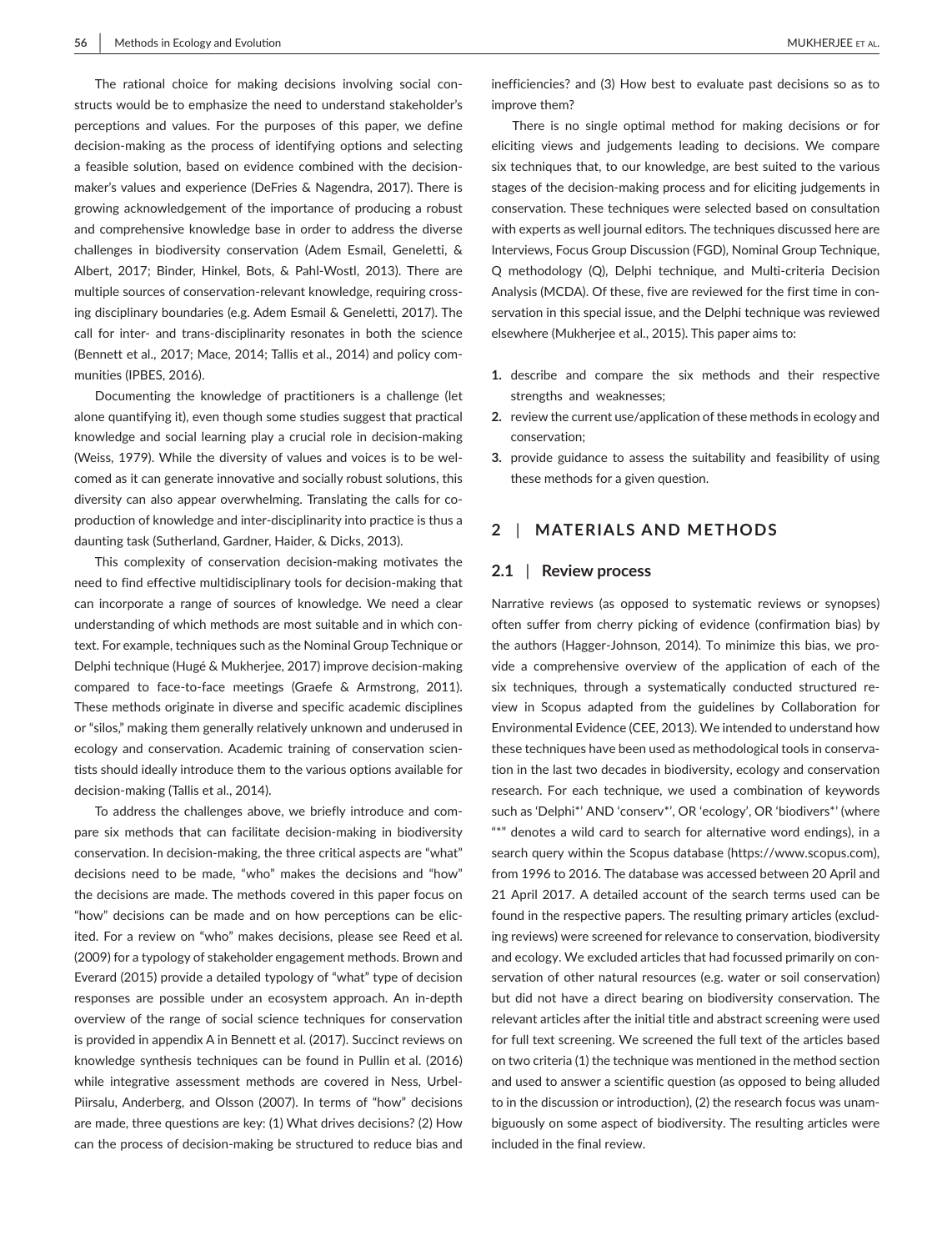The rational choice for making decisions involving social constructs would be to emphasize the need to understand stakeholder's perceptions and values. For the purposes of this paper, we define decision-making as the process of identifying options and selecting a feasible solution, based on evidence combined with the decision-maker's values and experience (DeFries & Nagendra, 2017). There is growing acknowledgement of the importance of producing a robust and comprehensive knowledge base in order to address the diverse challenges in biodiversity conservation (Adem Esmail, Geneletti, & Albert, 2017; Binder, Hinkel, Bots, & Pahl-Wostl, 2013). There are multiple sources of conservation-relevant knowledge, requiring crossing disciplinary boundaries (e.g. Adem Esmail & Geneletti, 2017). The call for inter- and trans-disciplinarity resonates in both the science (Bennett et al., 2017; Mace, 2014; Tallis et al., 2014) and policy communities (IPBES, 2016).

Documenting the knowledge of practitioners is a challenge (let alone quantifying it), even though some studies suggest that practical knowledge and social learning play a crucial role in decision-making (Weiss, 1979). While the diversity of values and voices is to be welcomed as it can generate innovative and socially robust solutions, this diversity can also appear overwhelming. Translating the calls for co-production of knowledge and inter-disciplinarity into practice is thus a daunting task (Sutherland, Gardner, Haider, & Dicks, 2013).

This complexity of conservation decision-making motivates the need to find effective multidisciplinary tools for decision-making that can incorporate a range of sources of knowledge. We need a clear understanding of which methods are most suitable and in which context. For example, techniques such as the Nominal Group Technique or Delphi technique (Hugé & Mukherjee, 2017) improve decision-making compared to face-to-face meetings (Graefe & Armstrong, 2011). These methods originate in diverse and specific academic disciplines or "silos," making them generally relatively unknown and underused in ecology and conservation. Academic training of conservation scientists should ideally introduce them to the various options available for decision-making (Tallis et al., 2014).

To address the challenges above, we briefly introduce and compare six methods that can facilitate decision-making in biodiversity conservation. In decision-making, the three critical aspects are "what" decisions need to be made, "who" makes the decisions and "how" the decisions are made. The methods covered in this paper focus on "how" decisions can be made and on how perceptions can be elicited. For a review on "who" makes decisions, please see Reed et al. (2009) for a typology of stakeholder engagement methods. Brown and Everard (2015) provide a detailed typology of "what" type of decision responses are possible under an ecosystem approach. An in-depth overview of the range of social science techniques for conservation is provided in appendix A in Bennett et al. (2017). Succinct reviews on knowledge synthesis techniques can be found in Pullin et al. (2016) while integrative assessment methods are covered in Ness, Urbel-Piirsalu, Anderberg, and Olsson (2007). In terms of "how" decisions are made, three questions are key: (1) What drives decisions? (2) How can the process of decision-making be structured to reduce bias and inefficiencies? and (3) How best to evaluate past decisions so as to improve them?

There is no single optimal method for making decisions or for eliciting views and judgements leading to decisions. We compare six techniques that, to our knowledge, are best suited to the various stages of the decision-making process and for eliciting judgements in conservation. These techniques were selected based on consultation with experts as well journal editors. The techniques discussed here are Interviews, Focus Group Discussion (FGD), Nominal Group Technique, Q methodology (Q), Delphi technique, and Multi-criteria Decision Analysis (MCDA). Of these, five are reviewed for the first time in conservation in this special issue, and the Delphi technique was reviewed elsewhere (Mukherjee et al., 2015). This paper aims to:

1. describe and compare the six methods and their respective strengths and weaknesses;
2. review the current use/application of these methods in ecology and conservation;
3. provide guidance to assess the suitability and feasibility of using these methods for a given question.

## 2 | MATERIALS AND METHODS

### 2.1 | Review process

Narrative reviews (as opposed to systematic reviews or synopses) often suffer from cherry picking of evidence (confirmation bias) by the authors (Hagger-Johnson, 2014). To minimize this bias, we provide a comprehensive overview of the application of each of the six techniques, through a systematically conducted structured review in Scopus adapted from the guidelines by Collaboration for Environmental Evidence (CEE, 2013). We intended to understand how these techniques have been used as methodological tools in conservation in the last two decades in biodiversity, ecology and conservation research. For each technique, we used a combination of keywords such as 'Delphi*' AND 'conserv*', OR 'ecology', OR 'biodivers*' (where "*" denotes a wild card to search for alternative word endings), in a search query within the Scopus database (https://www.scopus.com), from 1996 to 2016. The database was accessed between 20 April and 21 April 2017. A detailed account of the search terms used can be found in the respective papers. The resulting primary articles (excluding reviews) were screened for relevance to conservation, biodiversity and ecology. We excluded articles that had focussed primarily on conservation of other natural resources (e.g. water or soil conservation) but did not have a direct bearing on biodiversity conservation. The relevant articles after the initial title and abstract screening were used for full text screening. We screened the full text of the articles based on two criteria (1) the technique was mentioned in the method section and used to answer a scientific question (as opposed to being alluded to in the discussion or introduction), (2) the research focus was unambiguously on some aspect of biodiversity. The resulting articles were included in the final review.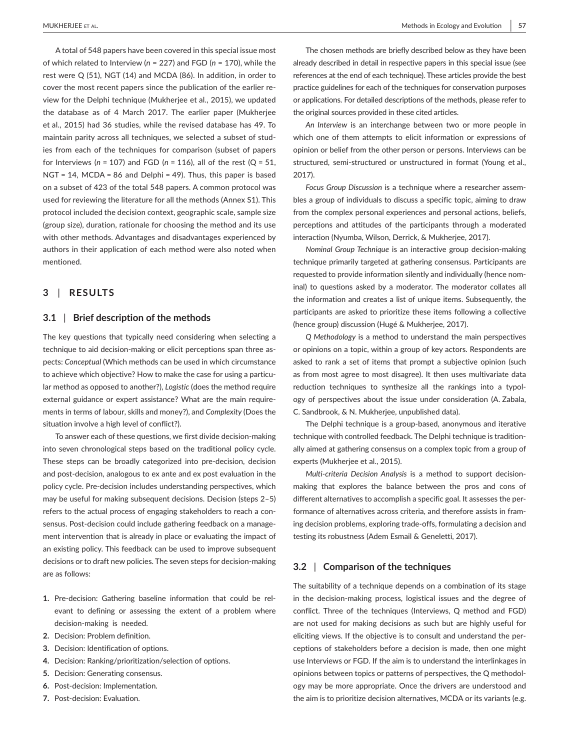A total of 548 papers have been covered in this special issue most of which related to Interview ($n$ = 227) and FGD ($n$ = 170), while the rest were Q (51), NGT (14) and MCDA (86). In addition, in order to cover the most recent papers since the publication of the earlier review for the Delphi technique (Mukherjee et al., 2015), we updated the database as of 4 March 2017. The earlier paper (Mukherjee et al., 2015) had 36 studies, while the revised database has 49. To maintain parity across all techniques, we selected a subset of studies from each of the techniques for comparison (subset of papers for Interviews ($n$ = 107) and FGD ($n$ = 116), all of the rest (Q = 51, NGT = 14, MCDA = 86 and Delphi = 49). Thus, this paper is based on a subset of 423 of the total 548 papers. A common protocol was used for reviewing the literature for all the methods (Annex S1). This protocol included the decision context, geographic scale, sample size (group size), duration, rationale for choosing the method and its use with other methods. Advantages and disadvantages experienced by authors in their application of each method were also noted when mentioned.

## 3 | RESULTS

### 3.1 | Brief description of the methods

The key questions that typically need considering when selecting a technique to aid decision-making or elicit perceptions span three aspects: *Conceptual* (Which methods can be used in which circumstance to achieve which objective? How to make the case for using a particular method as opposed to another?), *Logistic* (does the method require external guidance or expert assistance? What are the main requirements in terms of labour, skills and money?), and *Complexity* (Does the situation involve a high level of conflict?).

To answer each of these questions, we first divide decision-making into seven chronological steps based on the traditional policy cycle. These steps can be broadly categorized into pre-decision, decision and post-decision, analogous to ex ante and ex post evaluation in the policy cycle. Pre-decision includes understanding perspectives, which may be useful for making subsequent decisions. Decision (steps 2–5) refers to the actual process of engaging stakeholders to reach a consensus. Post-decision could include gathering feedback on a management intervention that is already in place or evaluating the impact of an existing policy. This feedback can be used to improve subsequent decisions or to draft new policies. The seven steps for decision-making are as follows:

1. Pre-decision: Gathering baseline information that could be relevant to defining or assessing the extent of a problem where decision-making is needed.
2. Decision: Problem definition.
3. Decision: Identification of options.
4. Decision: Ranking/prioritization/selection of options.
5. Decision: Generating consensus.
6. Post-decision: Implementation.
7. Post-decision: Evaluation.

The chosen methods are briefly described below as they have been already described in detail in respective papers in this special issue (see references at the end of each technique). These articles provide the best practice guidelines for each of the techniques for conservation purposes or applications. For detailed descriptions of the methods, please refer to the original sources provided in these cited articles.

*An Interview* is an interchange between two or more people in which one of them attempts to elicit information or expressions of opinion or belief from the other person or persons. Interviews can be structured, semi-structured or unstructured in format (Young et al., 2017).

*Focus Group Discussion* is a technique where a researcher assembles a group of individuals to discuss a specific topic, aiming to draw from the complex personal experiences and personal actions, beliefs, perceptions and attitudes of the participants through a moderated interaction (Nyumba, Wilson, Derrick, & Mukherjee, 2017).

*Nominal Group Technique* is an interactive group decision-making technique primarily targeted at gathering consensus. Participants are requested to provide information silently and individually (hence nominal) to questions asked by a moderator. The moderator collates all the information and creates a list of unique items. Subsequently, the participants are asked to prioritize these items following a collective (hence group) discussion (Hugé & Mukherjee, 2017).

*Q Methodology* is a method to understand the main perspectives or opinions on a topic, within a group of key actors. Respondents are asked to rank a set of items that prompt a subjective opinion (such as from most agree to most disagree). It then uses multivariate data reduction techniques to synthesize all the rankings into a typology of perspectives about the issue under consideration (A. Zabala, C. Sandbrook, & N. Mukherjee, unpublished data).

The Delphi technique is a group-based, anonymous and iterative technique with controlled feedback. The Delphi technique is traditionally aimed at gathering consensus on a complex topic from a group of experts (Mukherjee et al., 2015).

*Multi-criteria Decision Analysis* is a method to support decision-making that explores the balance between the pros and cons of different alternatives to accomplish a specific goal. It assesses the performance of alternatives across criteria, and therefore assists in framing decision problems, exploring trade-offs, formulating a decision and testing its robustness (Adem Esmail & Geneletti, 2017).

### 3.2 | Comparison of the techniques

The suitability of a technique depends on a combination of its stage in the decision-making process, logistical issues and the degree of conflict. Three of the techniques (Interviews, Q method and FGD) are not used for making decisions as such but are highly useful for eliciting views. If the objective is to consult and understand the perceptions of stakeholders before a decision is made, then one might use Interviews or FGD. If the aim is to understand the interlinkages in opinions between topics or patterns of perspectives, the Q methodology may be more appropriate. Once the drivers are understood and the aim is to prioritize decision alternatives, MCDA or its variants (e.g.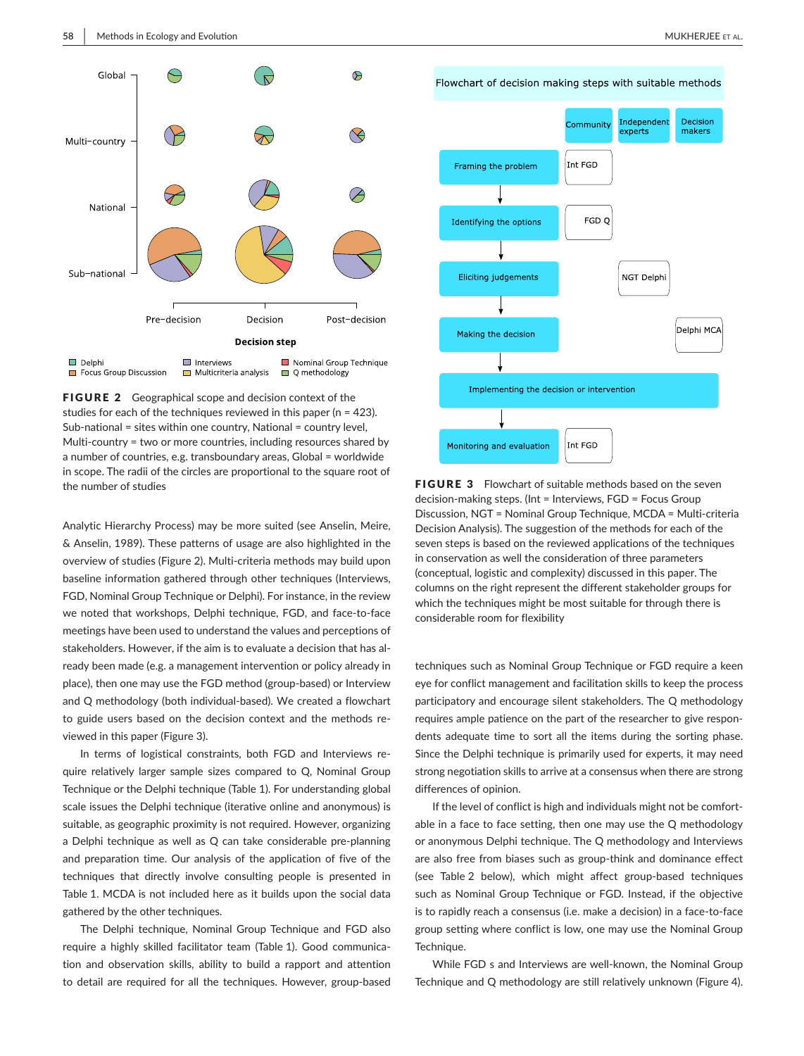FIGURE 2 Geographical scope and decision context of the studies for each of the techniques reviewed in this paper (n = 423). Sub-national = sites within one country, National = country level, Multi-country = two or more countries, including resources shared by a number of countries, e.g. transboundary areas, Global = worldwide in scope. The radii of the circles are proportional to the square root of the number of studies

FIGURE 3 Flowchart of suitable methods based on the seven decision-making steps. (Int = Interviews, FGD = Focus Group Discussion, NGT = Nominal Group Technique, MCDA = Multi-criteria Decision Analysis). The suggestion of the methods for each of the seven steps is based on the reviewed applications of the techniques in conservation as well the consideration of three parameters (conceptual, logistic and complexity) discussed in this paper. The columns on the right represent the different stakeholder groups for which the techniques might be most suitable for through there is considerable room for flexibility

Analytic Hierarchy Process) may be more suited (see Anselin, Meire, & Anselin, 1989). These patterns of usage are also highlighted in the overview of studies (Figure 2). Multi-criteria methods may build upon baseline information gathered through other techniques (Interviews, FGD, Nominal Group Technique or Delphi). For instance, in the review we noted that workshops, Delphi technique, FGD, and face-to-face meetings have been used to understand the values and perceptions of stakeholders. However, if the aim is to evaluate a decision that has already been made (e.g. a management intervention or policy already in place), then one may use the FGD method (group-based) or Interview and Q methodology (both individual-based). We created a flowchart to guide users based on the decision context and the methods reviewed in this paper (Figure 3).

In terms of logistical constraints, both FGD and Interviews require relatively larger sample sizes compared to Q, Nominal Group Technique or the Delphi technique (Table 1). For understanding global scale issues the Delphi technique (iterative online and anonymous) is suitable, as geographic proximity is not required. However, organizing a Delphi technique as well as Q can take considerable pre-planning and preparation time. Our analysis of the application of five of the techniques that directly involve consulting people is presented in Table 1. MCDA is not included here as it builds upon the social data gathered by the other techniques.

The Delphi technique, Nominal Group Technique and FGD also require a highly skilled facilitator team (Table 1). Good communication and observation skills, ability to build a rapport and attention to detail are required for all the techniques. However, group-based techniques such as Nominal Group Technique or FGD require a keen eye for conflict management and facilitation skills to keep the process participatory and encourage silent stakeholders. The Q methodology requires ample patience on the part of the researcher to give respondents adequate time to sort all the items during the sorting phase. Since the Delphi technique is primarily used for experts, it may need strong negotiation skills to arrive at a consensus when there are strong differences of opinion.

If the level of conflict is high and individuals might not be comfortable in a face to face setting, then one may use the Q methodology or anonymous Delphi technique. The Q methodology and Interviews are also free from biases such as group-think and dominance effect (see Table 2 below), which might affect group-based techniques such as Nominal Group Technique or FGD. Instead, if the objective is to rapidly reach a consensus (i.e. make a decision) in a face-to-face group setting where conflict is low, one may use the Nominal Group Technique.

While FGD s and Interviews are well-known, the Nominal Group Technique and Q methodology are still relatively unknown (Figure 4).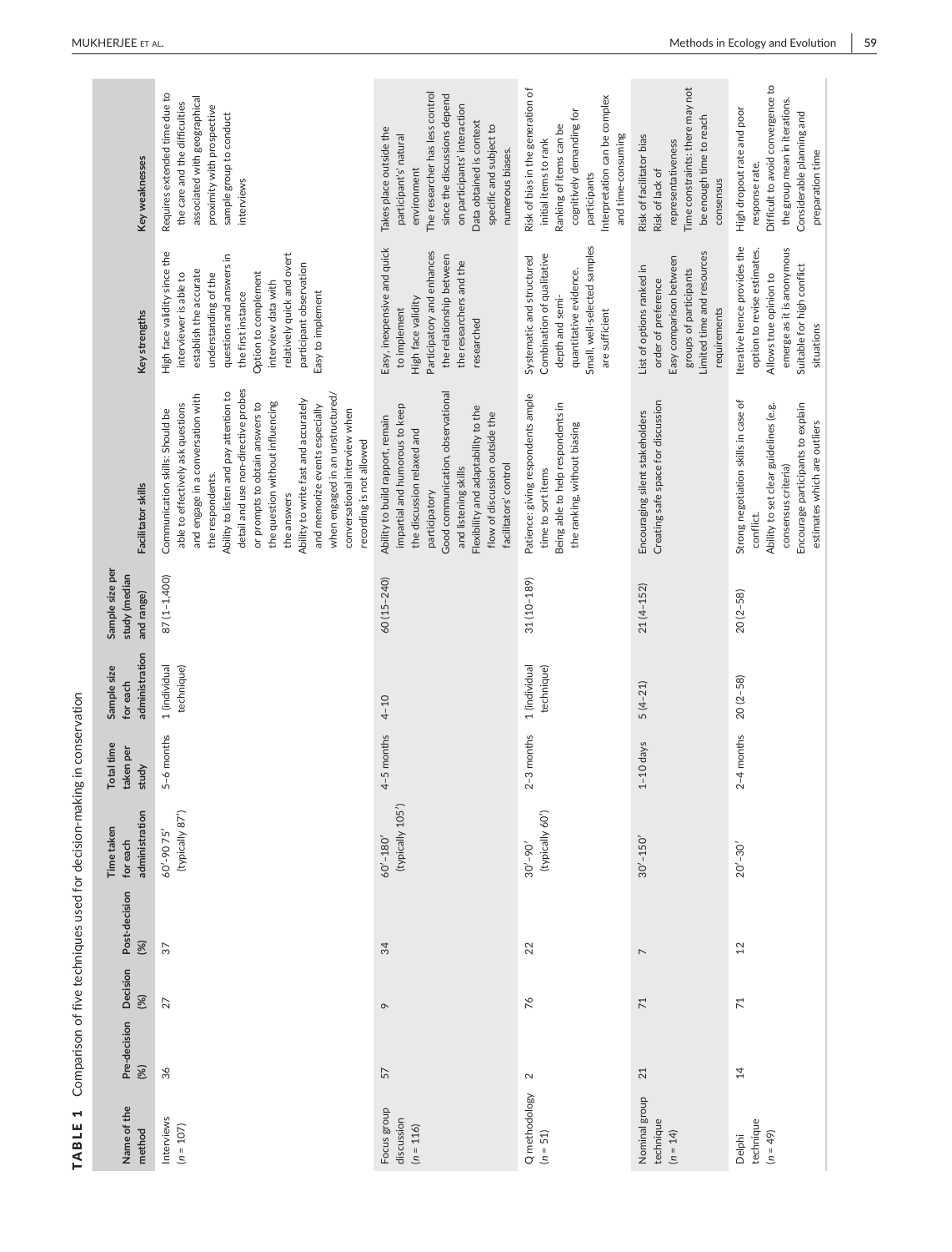**TABLE 1** Comparison of five techniques used for decision-making in conservation

| Name of the method | Pre-decision (%) | Decision (%) | Post-decision (%) | Time taken for each administration | Total time taken per study | Sample size for each administration | Sample size per study (median and range) | Facilitator skills | Key strengths | Key weaknesses |
|---|---|---|---|---|---|---|---|---|---|---|
| Interviews (n = 107) | 36 | 27 | 37 | 60′-90 75′ (typically 87′) | 5–6 months | 1 (individual technique) | 87 (1–1,400) | Communication skills: Should be able to effectively ask questions and engage in a conversation with the respondents. Ability to listen and pay attention to detail and use non-directive probes or prompts to obtain answers to the question without influencing the answers. Ability to write fast and accurately and memorize events especially when engaged in an unstructured/conversational interview when recording is not allowed | High face validity since the interviewer is able to establish the accurate understanding of the questions and answers in the first instance. Option to complement interview data with relatively quick and overt participant observation. Easy to implement | Requires extended time due to the care and the difficulties associated with geographical proximity with prospective sample group to conduct interviews |
| Focus group discussion (n = 116) | 57 | 9 | 34 | 60′-180′ (typically 105′) | 4–5 months | 4–10 | 60 (15–240) | Ability to build rapport, remain impartial and humorous to keep the discussion relaxed and participatory. Good communication, observational and listening skills. Flexibility and adaptability to the flow of discussion outside the facilitators' control | Easy, inexpensive and quick to implement. High face validity. Participatory and enhances the relationship between the researchers and the researched | Takes place outside the participant's' natural environment. The researcher has less control since the discussions depend on participants' interaction. Data obtained is context specific and subject to numerous biases. |
| Q methodology (n = 51) | 2 | 76 | 22 | 30′-90′ (typically 60′) | 2–3 months | 1 (individual technique) | 31 (10–189) | Patience: giving respondents ample time to sort items. Being able to help respondents in the ranking, without biasing | Systematic and structured. Combination of qualitative depth and semi-quantitative evidence. Small, well-selected samples are sufficient | Risk of bias in the generation of initial items to rank. Ranking of items can be cognitively demanding for participants. Interpretation can be complex and time-consuming |
| Nominal group technique (n = 14) | 21 | 71 | 7 | 30′-150′ | 1–10 days | 5 (4–21) | 21 (4–152) | Encouraging silent stakeholders. Creating safe space for discussion | List of options ranked in order of preference. Easy comparison between groups of participants. Limited time and resources requirements | Risk of facilitator bias. Risk of lack of representativeness. Time constraints: there may not be enough time to reach consensus |
| Delphi technique (n = 49) | 14 | 71 | 12 | 20′-30′ | 2–4 months | 20 (2–58) | 20 (2–58) | Strong negotiation skills in case of conflict. Ability to set clear guidelines (e.g. consensus criteria). Encourage participants to explain estimates which are outliers | Iterative hence provides the option to revise estimates. Allows true opinion to emerge as it is anonymous. Suitable for high conflict situations | High dropout rate and poor response rate. Difficult to avoid convergence to the group mean in iterations. Considerable planning and preparation time |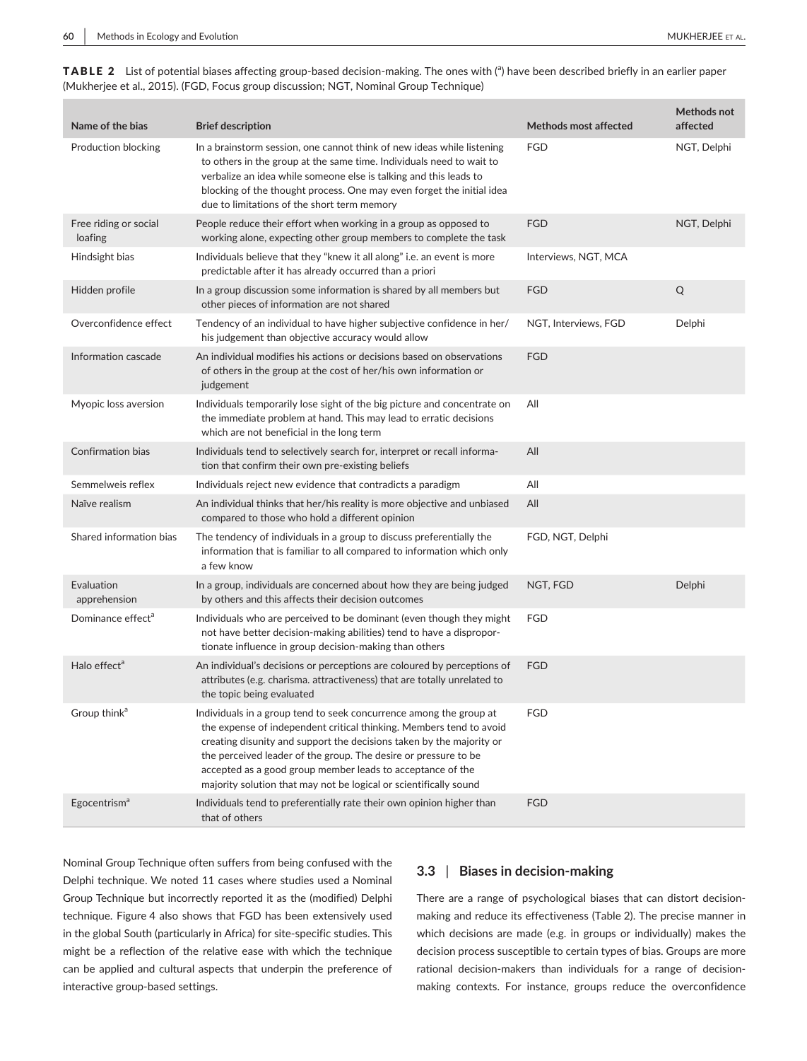**TABLE 2** List of potential biases affecting group-based decision-making. The ones with ([a]) have been described briefly in an earlier paper (Mukherjee et al., 2015). (FGD, Focus group discussion; NGT, Nominal Group Technique)

| Name of the bias | Brief description | Methods most affected | Methods not affected |
|---|---|---|---|
| Production blocking | In a brainstorm session, one cannot think of new ideas while listening to others in the group at the same time. Individuals need to wait to verbalize an idea while someone else is talking and this leads to blocking of the thought process. One may even forget the initial idea due to limitations of the short term memory | FGD | NGT, Delphi |
| Free riding or social loafing | People reduce their effort when working in a group as opposed to working alone, expecting other group members to complete the task | FGD | NGT, Delphi |
| Hindsight bias | Individuals believe that they "knew it all along" i.e. an event is more predictable after it has already occurred than a priori | Interviews, NGT, MCA | |
| Hidden profile | In a group discussion some information is shared by all members but other pieces of information are not shared | FGD | Q |
| Overconfidence effect | Tendency of an individual to have higher subjective confidence in her/his judgement than objective accuracy would allow | NGT, Interviews, FGD | Delphi |
| Information cascade | An individual modifies his actions or decisions based on observations of others in the group at the cost of her/his own information or judgement | FGD | |
| Myopic loss aversion | Individuals temporarily lose sight of the big picture and concentrate on the immediate problem at hand. This may lead to erratic decisions which are not beneficial in the long term | All | |
| Confirmation bias | Individuals tend to selectively search for, interpret or recall information that confirm their own pre-existing beliefs | All | |
| Semmelweis reflex | Individuals reject new evidence that contradicts a paradigm | All | |
| Naïve realism | An individual thinks that her/his reality is more objective and unbiased compared to those who hold a different opinion | All | |
| Shared information bias | The tendency of individuals in a group to discuss preferentially the information that is familiar to all compared to information which only a few know | FGD, NGT, Delphi | |
| Evaluation apprehension | In a group, individuals are concerned about how they are being judged by others and this affects their decision outcomes | NGT, FGD | Delphi |
| Dominance effect[a] | Individuals who are perceived to be dominant (even though they might not have better decision-making abilities) tend to have a disproportionate influence in group decision-making than others | FGD | |
| Halo effect[a] | An individual's decisions or perceptions are coloured by perceptions of attributes (e.g. charisma. attractiveness) that are totally unrelated to the topic being evaluated | FGD | |
| Group think[a] | Individuals in a group tend to seek concurrence among the group at the expense of independent critical thinking. Members tend to avoid creating disunity and support the decisions taken by the majority or the perceived leader of the group. The desire or pressure to be accepted as a good group member leads to acceptance of the majority solution that may not be logical or scientifically sound | FGD | |
| Egocentrism[a] | Individuals tend to preferentially rate their own opinion higher than that of others | FGD | |

Nominal Group Technique often suffers from being confused with the Delphi technique. We noted 11 cases where studies used a Nominal Group Technique but incorrectly reported it as the (modified) Delphi technique. Figure 4 also shows that FGD has been extensively used in the global South (particularly in Africa) for site-specific studies. This might be a reflection of the relative ease with which the technique can be applied and cultural aspects that underpin the preference of interactive group-based settings.

### 3.3 | Biases in decision-making

There are a range of psychological biases that can distort decision-making and reduce its effectiveness (Table 2). The precise manner in which decisions are made (e.g. in groups or individually) makes the decision process susceptible to certain types of bias. Groups are more rational decision-makers than individuals for a range of decision-making contexts. For instance, groups reduce the overconfidence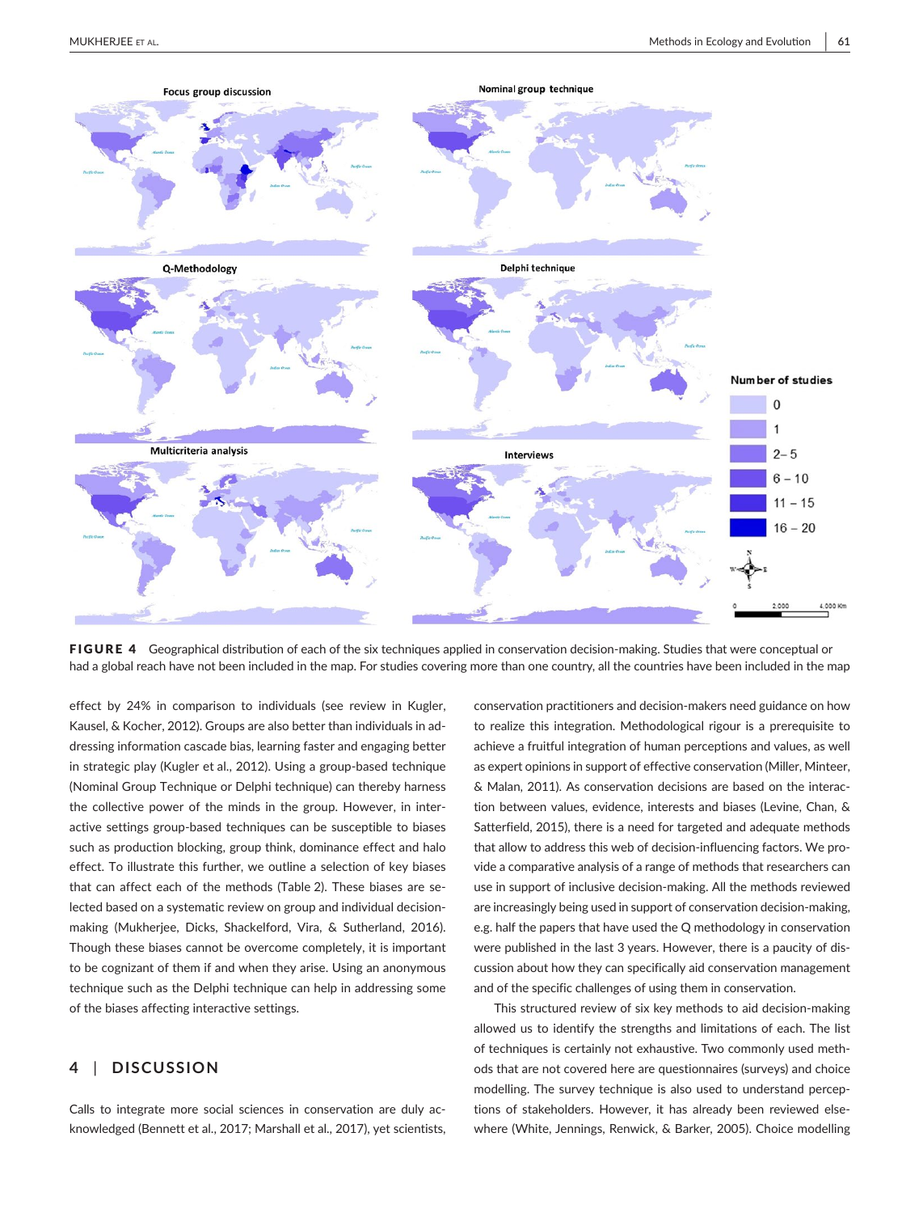FIGURE 4 Geographical distribution of each of the six techniques applied in conservation decision-making. Studies that were conceptual or had a global reach have not been included in the map. For studies covering more than one country, all the countries have been included in the map

effect by 24% in comparison to individuals (see review in Kugler, Kausel, & Kocher, 2012). Groups are also better than individuals in addressing information cascade bias, learning faster and engaging better in strategic play (Kugler et al., 2012). Using a group-based technique (Nominal Group Technique or Delphi technique) can thereby harness the collective power of the minds in the group. However, in interactive settings group-based techniques can be susceptible to biases such as production blocking, group think, dominance effect and halo effect. To illustrate this further, we outline a selection of key biases that can affect each of the methods (Table 2). These biases are selected based on a systematic review on group and individual decision-making (Mukherjee, Dicks, Shackelford, Vira, & Sutherland, 2016). Though these biases cannot be overcome completely, it is important to be cognizant of them if and when they arise. Using an anonymous technique such as the Delphi technique can help in addressing some of the biases affecting interactive settings.

## 4 | DISCUSSION

Calls to integrate more social sciences in conservation are duly acknowledged (Bennett et al., 2017; Marshall et al., 2017), yet scientists, conservation practitioners and decision-makers need guidance on how to realize this integration. Methodological rigour is a prerequisite to achieve a fruitful integration of human perceptions and values, as well as expert opinions in support of effective conservation (Miller, Minteer, & Malan, 2011). As conservation decisions are based on the interaction between values, evidence, interests and biases (Levine, Chan, & Satterfield, 2015), there is a need for targeted and adequate methods that allow to address this web of decision-influencing factors. We provide a comparative analysis of a range of methods that researchers can use in support of inclusive decision-making. All the methods reviewed are increasingly being used in support of conservation decision-making, e.g. half the papers that have used the Q methodology in conservation were published in the last 3 years. However, there is a paucity of discussion about how they can specifically aid conservation management and of the specific challenges of using them in conservation.

This structured review of six key methods to aid decision-making allowed us to identify the strengths and limitations of each. The list of techniques is certainly not exhaustive. Two commonly used methods that are not covered here are questionnaires (surveys) and choice modelling. The survey technique is also used to understand perceptions of stakeholders. However, it has already been reviewed elsewhere (White, Jennings, Renwick, & Barker, 2005). Choice modelling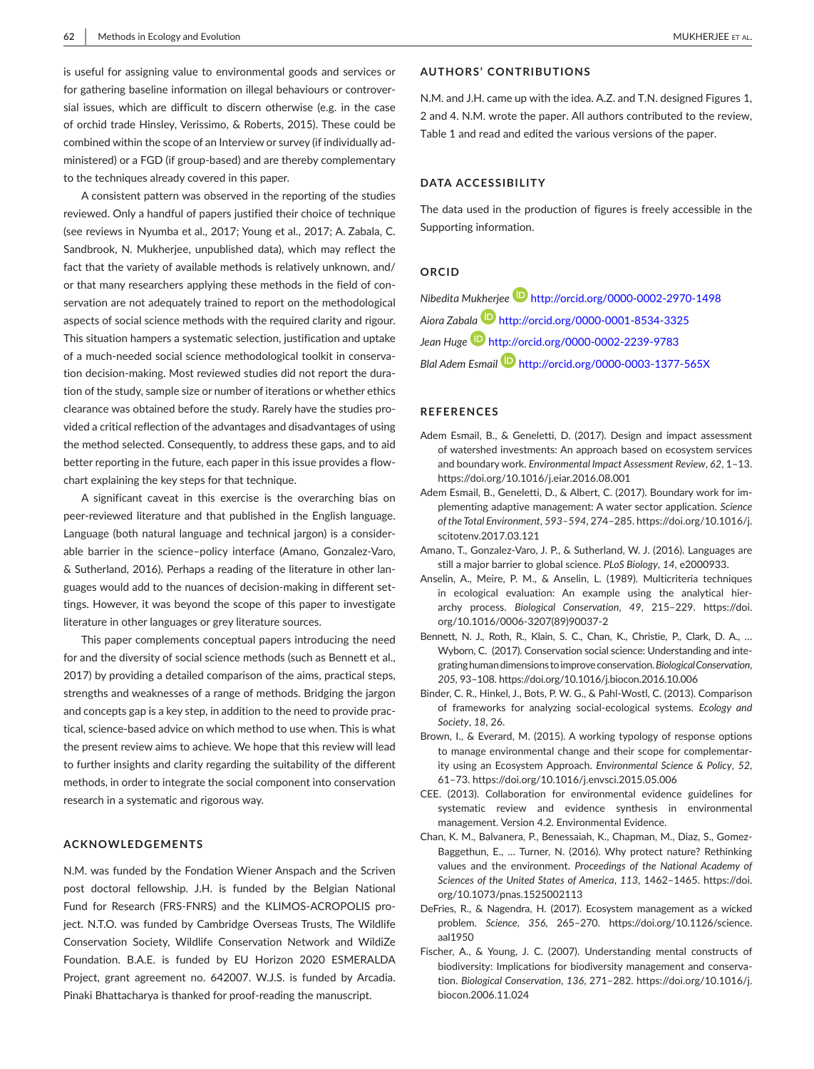is useful for assigning value to environmental goods and services or for gathering baseline information on illegal behaviours or controversial issues, which are difficult to discern otherwise (e.g. in the case of orchid trade Hinsley, Verissimo, & Roberts, 2015). These could be combined within the scope of an Interview or survey (if individually administered) or a FGD (if group-based) and are thereby complementary to the techniques already covered in this paper.

A consistent pattern was observed in the reporting of the studies reviewed. Only a handful of papers justified their choice of technique (see reviews in Nyumba et al., 2017; Young et al., 2017; A. Zabala, C. Sandbrook, N. Mukherjee, unpublished data), which may reflect the fact that the variety of available methods is relatively unknown, and/or that many researchers applying these methods in the field of conservation are not adequately trained to report on the methodological aspects of social science methods with the required clarity and rigour. This situation hampers a systematic selection, justification and uptake of a much-needed social science methodological toolkit in conservation decision-making. Most reviewed studies did not report the duration of the study, sample size or number of iterations or whether ethics clearance was obtained before the study. Rarely have the studies provided a critical reflection of the advantages and disadvantages of using the method selected. Consequently, to address these gaps, and to aid better reporting in the future, each paper in this issue provides a flowchart explaining the key steps for that technique.

A significant caveat in this exercise is the overarching bias on peer-reviewed literature and that published in the English language. Language (both natural language and technical jargon) is a considerable barrier in the science–policy interface (Amano, Gonzalez-Varo, & Sutherland, 2016). Perhaps a reading of the literature in other languages would add to the nuances of decision-making in different settings. However, it was beyond the scope of this paper to investigate literature in other languages or grey literature sources.

This paper complements conceptual papers introducing the need for and the diversity of social science methods (such as Bennett et al., 2017) by providing a detailed comparison of the aims, practical steps, strengths and weaknesses of a range of methods. Bridging the jargon and concepts gap is a key step, in addition to the need to provide practical, science-based advice on which method to use when. This is what the present review aims to achieve. We hope that this review will lead to further insights and clarity regarding the suitability of the different methods, in order to integrate the social component into conservation research in a systematic and rigorous way.

## ACKNOWLEDGEMENTS

N.M. was funded by the Fondation Wiener Anspach and the Scriven post doctoral fellowship. J.H. is funded by the Belgian National Fund for Research (FRS-FNRS) and the KLIMOS-ACROPOLIS project. N.T.O. was funded by Cambridge Overseas Trusts, The Wildlife Conservation Society, Wildlife Conservation Network and WildiZe Foundation. B.A.E. is funded by EU Horizon 2020 ESMERALDA Project, grant agreement no. 642007. W.J.S. is funded by Arcadia. Pinaki Bhattacharya is thanked for proof-reading the manuscript.

## AUTHORS' CONTRIBUTIONS

N.M. and J.H. came up with the idea. A.Z. and T.N. designed Figures 1, 2 and 4. N.M. wrote the paper. All authors contributed to the review, Table 1 and read and edited the various versions of the paper.

## DATA ACCESSIBILITY

The data used in the production of figures is freely accessible in the Supporting information.

## ORCID

*Nibedita Mukherjee* http://orcid.org/0000-0002-2970-1498

*Aiora Zabala* http://orcid.org/0000-0001-8534-3325

*Jean Huge* http://orcid.org/0000-0002-2239-9783

*Blal Adem Esmail* http://orcid.org/0000-0003-1377-565X

## REFERENCES

Adem Esmail, B., & Geneletti, D. (2017). Design and impact assessment of watershed investments: An approach based on ecosystem services and boundary work. *Environmental Impact Assessment Review*, *62*, 1–13. https://doi.org/10.1016/j.eiar.2016.08.001

Adem Esmail, B., Geneletti, D., & Albert, C. (2017). Boundary work for implementing adaptive management: A water sector application. *Science of the Total Environment*, *593–594*, 274–285. https://doi.org/10.1016/j.scitotenv.2017.03.121

Amano, T., Gonzalez-Varo, J. P., & Sutherland, W. J. (2016). Languages are still a major barrier to global science. *PLoS Biology*, *14*, e2000933.

Anselin, A., Meire, P. M., & Anselin, L. (1989). Multicriteria techniques in ecological evaluation: An example using the analytical hierarchy process. *Biological Conservation*, *49*, 215–229. https://doi.org/10.1016/0006-3207(89)90037-2

Bennett, N. J., Roth, R., Klain, S. C., Chan, K., Christie, P., Clark, D. A., … Wyborn, C. (2017). Conservation social science: Understanding and integrating human dimensions to improve conservation. *Biological Conservation*, *205*, 93–108. https://doi.org/10.1016/j.biocon.2016.10.006

Binder, C. R., Hinkel, J., Bots, P. W. G., & Pahl-Wostl, C. (2013). Comparison of frameworks for analyzing social-ecological systems. *Ecology and Society*, *18*, 26.

Brown, I., & Everard, M. (2015). A working typology of response options to manage environmental change and their scope for complementarity using an Ecosystem Approach. *Environmental Science & Policy*, *52*, 61–73. https://doi.org/10.1016/j.envsci.2015.05.006

CEE. (2013). Collaboration for environmental evidence guidelines for systematic review and evidence synthesis in environmental management. Version 4.2. Environmental Evidence.

Chan, K. M., Balvanera, P., Benessaiah, K., Chapman, M., Diaz, S., Gomez-Baggethun, E., … Turner, N. (2016). Why protect nature? Rethinking values and the environment. *Proceedings of the National Academy of Sciences of the United States of America*, *113*, 1462–1465. https://doi.org/10.1073/pnas.1525002113

DeFries, R., & Nagendra, H. (2017). Ecosystem management as a wicked problem. *Science*, *356*, 265–270. https://doi.org/10.1126/science.aal1950

Fischer, A., & Young, J. C. (2007). Understanding mental constructs of biodiversity: Implications for biodiversity management and conservation. *Biological Conservation*, *136*, 271–282. https://doi.org/10.1016/j.biocon.2006.11.024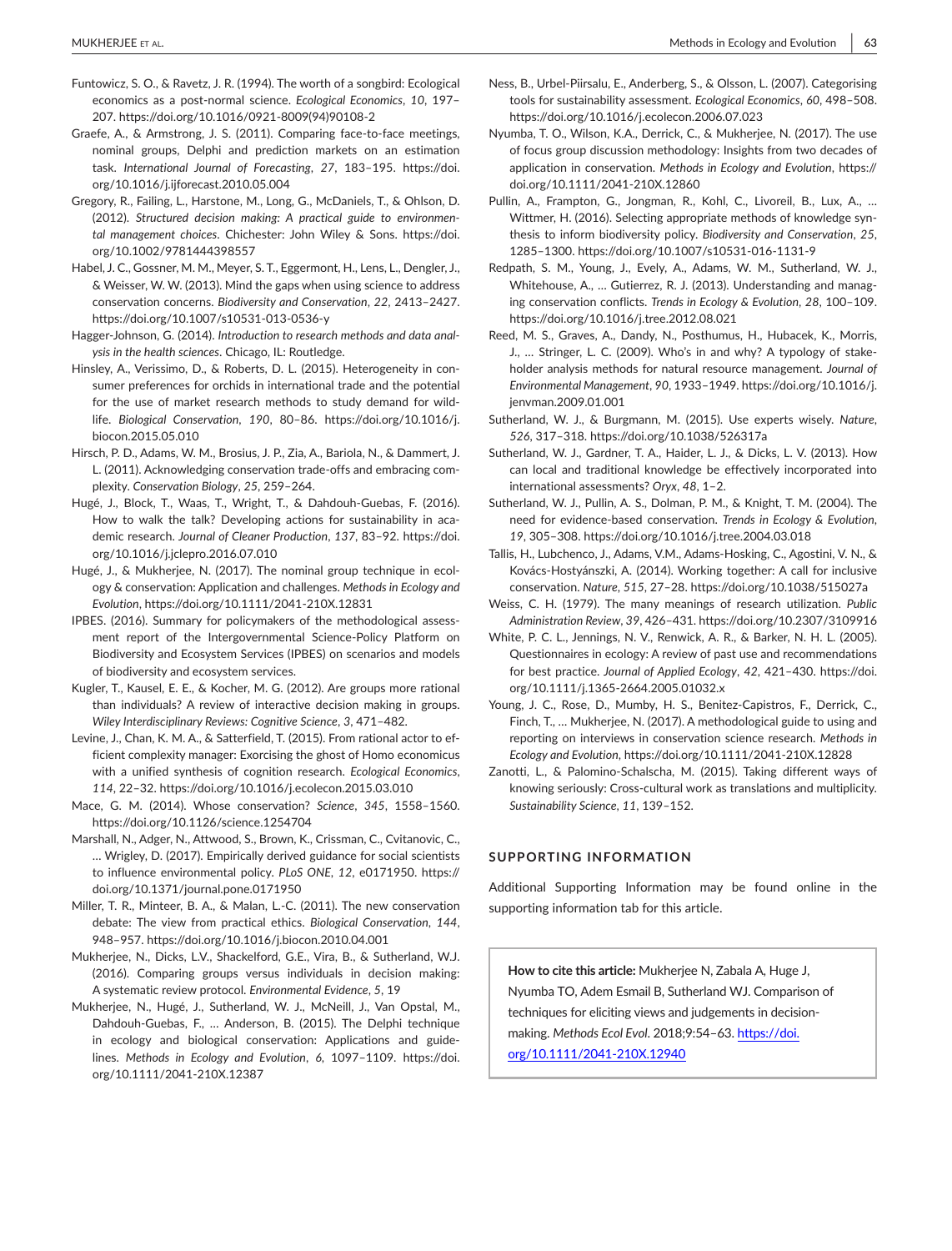Funtowicz, S. O., & Ravetz, J. R. (1994). The worth of a songbird: Ecological economics as a post-normal science. *Ecological Economics*, *10*, 197–207. https://doi.org/10.1016/0921-8009(94)90108-2

Graefe, A., & Armstrong, J. S. (2011). Comparing face-to-face meetings, nominal groups, Delphi and prediction markets on an estimation task. *International Journal of Forecasting*, *27*, 183–195. https://doi.org/10.1016/j.ijforecast.2010.05.004

Gregory, R., Failing, L., Harstone, M., Long, G., McDaniels, T., & Ohlson, D. (2012). *Structured decision making: A practical guide to environmental management choices*. Chichester: John Wiley & Sons. https://doi.org/10.1002/9781444398557

Habel, J. C., Gossner, M. M., Meyer, S. T., Eggermont, H., Lens, L., Dengler, J., & Weisser, W. W. (2013). Mind the gaps when using science to address conservation concerns. *Biodiversity and Conservation*, *22*, 2413–2427. https://doi.org/10.1007/s10531-013-0536-y

Hagger-Johnson, G. (2014). *Introduction to research methods and data analysis in the health sciences*. Chicago, IL: Routledge.

Hinsley, A., Verissimo, D., & Roberts, D. L. (2015). Heterogeneity in consumer preferences for orchids in international trade and the potential for the use of market research methods to study demand for wildlife. *Biological Conservation*, *190*, 80–86. https://doi.org/10.1016/j.biocon.2015.05.010

Hirsch, P. D., Adams, W. M., Brosius, J. P., Zia, A., Bariola, N., & Dammert, J. L. (2011). Acknowledging conservation trade-offs and embracing complexity. *Conservation Biology*, *25*, 259–264.

Hugé, J., Block, T., Waas, T., Wright, T., & Dahdouh-Guebas, F. (2016). How to walk the talk? Developing actions for sustainability in academic research. *Journal of Cleaner Production*, *137*, 83–92. https://doi.org/10.1016/j.jclepro.2016.07.010

Hugé, J., & Mukherjee, N. (2017). The nominal group technique in ecology & conservation: Application and challenges. *Methods in Ecology and Evolution*, https://doi.org/10.1111/2041-210X.12831

IPBES. (2016). Summary for policymakers of the methodological assessment report of the Intergovernmental Science-Policy Platform on Biodiversity and Ecosystem Services (IPBES) on scenarios and models of biodiversity and ecosystem services.

Kugler, T., Kausel, E. E., & Kocher, M. G. (2012). Are groups more rational than individuals? A review of interactive decision making in groups. *Wiley Interdisciplinary Reviews: Cognitive Science*, *3*, 471–482.

Levine, J., Chan, K. M. A., & Satterfield, T. (2015). From rational actor to efficient complexity manager: Exorcising the ghost of Homo economicus with a unified synthesis of cognition research. *Ecological Economics*, *114*, 22–32. https://doi.org/10.1016/j.ecolecon.2015.03.010

Mace, G. M. (2014). Whose conservation? *Science*, *345*, 1558–1560. https://doi.org/10.1126/science.1254704

Marshall, N., Adger, N., Attwood, S., Brown, K., Crissman, C., Cvitanovic, C., … Wrigley, D. (2017). Empirically derived guidance for social scientists to influence environmental policy. *PLoS ONE*, *12*, e0171950. https://doi.org/10.1371/journal.pone.0171950

Miller, T. R., Minteer, B. A., & Malan, L.-C. (2011). The new conservation debate: The view from practical ethics. *Biological Conservation*, *144*, 948–957. https://doi.org/10.1016/j.biocon.2010.04.001

Mukherjee, N., Dicks, L.V., Shackelford, G.E., Vira, B., & Sutherland, W.J. (2016). Comparing groups versus individuals in decision making: A systematic review protocol. *Environmental Evidence*, *5*, 19

Mukherjee, N., Hugé, J., Sutherland, W. J., McNeill, J., Van Opstal, M., Dahdouh-Guebas, F., … Anderson, B. (2015). The Delphi technique in ecology and biological conservation: Applications and guidelines. *Methods in Ecology and Evolution*, *6*, 1097–1109. https://doi.org/10.1111/2041-210X.12387

Ness, B., Urbel-Piirsalu, E., Anderberg, S., & Olsson, L. (2007). Categorising tools for sustainability assessment. *Ecological Economics*, *60*, 498–508. https://doi.org/10.1016/j.ecolecon.2006.07.023

Nyumba, T. O., Wilson, K.A., Derrick, C., & Mukherjee, N. (2017). The use of focus group discussion methodology: Insights from two decades of application in conservation. *Methods in Ecology and Evolution*, https://doi.org/10.1111/2041-210X.12860

Pullin, A., Frampton, G., Jongman, R., Kohl, C., Livoreil, B., Lux, A., … Wittmer, H. (2016). Selecting appropriate methods of knowledge synthesis to inform biodiversity policy. *Biodiversity and Conservation*, *25*, 1285–1300. https://doi.org/10.1007/s10531-016-1131-9

Redpath, S. M., Young, J., Evely, A., Adams, W. M., Sutherland, W. J., Whitehouse, A., … Gutierrez, R. J. (2013). Understanding and managing conservation conflicts. *Trends in Ecology & Evolution*, *28*, 100–109. https://doi.org/10.1016/j.tree.2012.08.021

Reed, M. S., Graves, A., Dandy, N., Posthumus, H., Hubacek, K., Morris, J., … Stringer, L. C. (2009). Who's in and why? A typology of stakeholder analysis methods for natural resource management. *Journal of Environmental Management*, *90*, 1933–1949. https://doi.org/10.1016/j.jenvman.2009.01.001

Sutherland, W. J., & Burgmann, M. (2015). Use experts wisely. *Nature*, *526*, 317–318. https://doi.org/10.1038/526317a

Sutherland, W. J., Gardner, T. A., Haider, L. J., & Dicks, L. V. (2013). How can local and traditional knowledge be effectively incorporated into international assessments? *Oryx*, *48*, 1–2.

Sutherland, W. J., Pullin, A. S., Dolman, P. M., & Knight, T. M. (2004). The need for evidence-based conservation. *Trends in Ecology & Evolution*, *19*, 305–308. https://doi.org/10.1016/j.tree.2004.03.018

Tallis, H., Lubchenco, J., Adams, V.M., Adams-Hosking, C., Agostini, V. N., & Kovács-Hostyánszki, A. (2014). Working together: A call for inclusive conservation. *Nature*, *515*, 27–28. https://doi.org/10.1038/515027a

Weiss, C. H. (1979). The many meanings of research utilization. *Public Administration Review*, *39*, 426–431. https://doi.org/10.2307/3109916

White, P. C. L., Jennings, N. V., Renwick, A. R., & Barker, N. H. L. (2005). Questionnaires in ecology: A review of past use and recommendations for best practice. *Journal of Applied Ecology*, *42*, 421–430. https://doi.org/10.1111/j.1365-2664.2005.01032.x

Young, J. C., Rose, D., Mumby, H. S., Benitez-Capistros, F., Derrick, C., Finch, T., … Mukherjee, N. (2017). A methodological guide to using and reporting on interviews in conservation science research. *Methods in Ecology and Evolution*, https://doi.org/10.1111/2041-210X.12828

Zanotti, L., & Palomino-Schalscha, M. (2015). Taking different ways of knowing seriously: Cross-cultural work as translations and multiplicity. *Sustainability Science*, *11*, 139–152.

## SUPPORTING INFORMATION

Additional Supporting Information may be found online in the supporting information tab for this article.

**How to cite this article:** Mukherjee N, Zabala A, Huge J, Nyumba TO, Adem Esmail B, Sutherland WJ. Comparison of techniques for eliciting views and judgements in decision-making. *Methods Ecol Evol*. 2018;9:54–63. https://doi.org/10.1111/2041-210X.12940